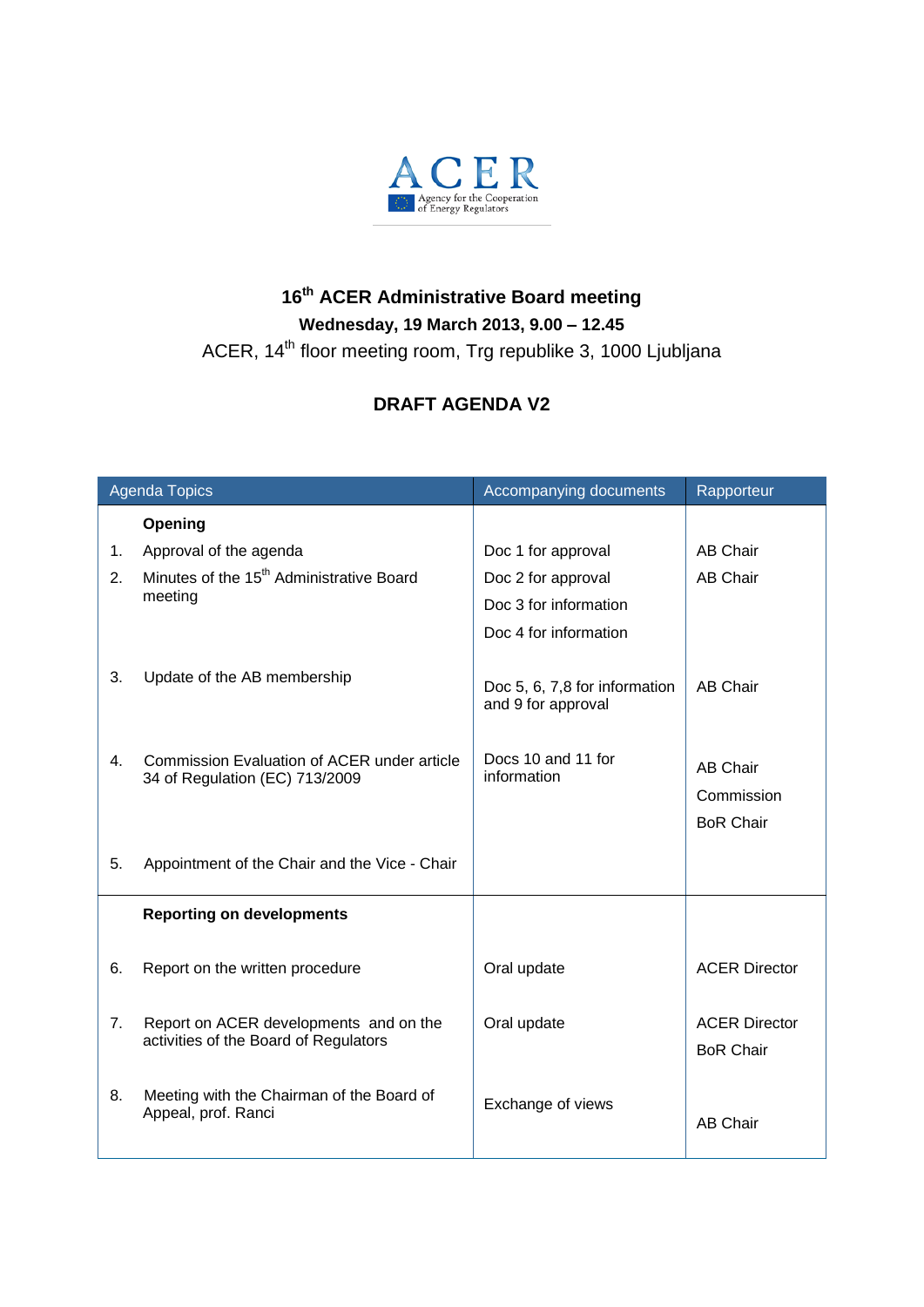ACER
Agency for the Cooperation of Energy Regulators

# 16th ACER Administrative Board meeting

**Wednesday, 19 March 2013, 9.00 – 12.45**

ACER, 14th floor meeting room, Trg republike 3, 1000 Ljubljana

## DRAFT AGENDA V2

| Agenda Topics | Accompanying documents | Rapporteur |
|---|---|---|
| **Opening** | | |
| 1. Approval of the agenda | Doc 1 for approval | AB Chair |
| 2. Minutes of the 15th Administrative Board meeting | Doc 2 for approval<br>Doc 3 for information<br>Doc 4 for information | AB Chair |
| 3. Update of the AB membership | Doc 5, 6, 7,8 for information and 9 for approval | AB Chair |
| 4. Commission Evaluation of ACER under article 34 of Regulation (EC) 713/2009 | Docs 10 and 11 for information | AB Chair<br>Commission<br>BoR Chair |
| 5. Appointment of the Chair and the Vice - Chair | | |
| **Reporting on developments** | | |
| 6. Report on the written procedure | Oral update | ACER Director |
| 7. Report on ACER developments and on the activities of the Board of Regulators | Oral update | ACER Director<br>BoR Chair |
| 8. Meeting with the Chairman of the Board of Appeal, prof. Ranci | Exchange of views | AB Chair |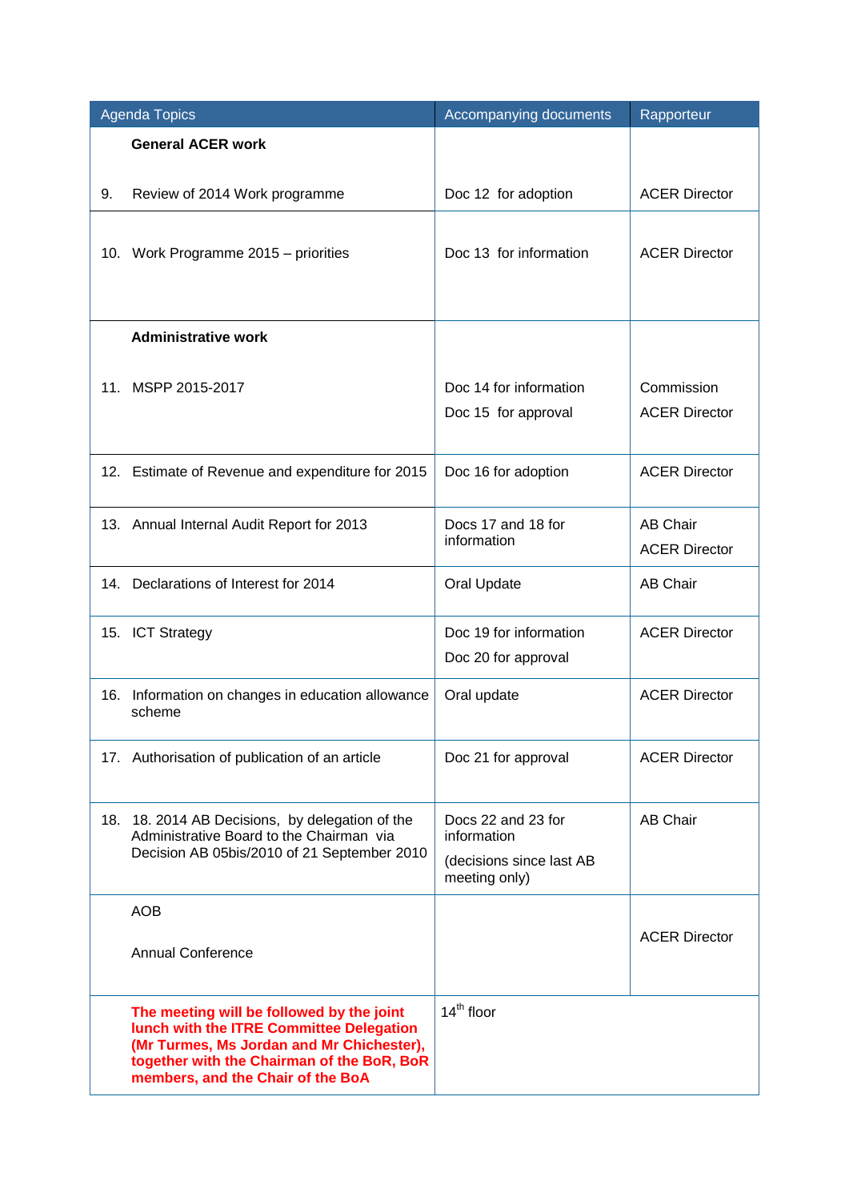| Agenda Topics | Accompanying documents | Rapporteur |
|---|---|---|
| **General ACER work** | | |
| 9. Review of 2014 Work programme | Doc 12 for adoption | ACER Director |
| 10. Work Programme 2015 – priorities | Doc 13 for information | ACER Director |
| **Administrative work** | | |
| 11. MSPP 2015-2017 | Doc 14 for information<br>Doc 15 for approval | Commission<br>ACER Director |
| 12. Estimate of Revenue and expenditure for 2015 | Doc 16 for adoption | ACER Director |
| 13. Annual Internal Audit Report for 2013 | Docs 17 and 18 for information | AB Chair<br>ACER Director |
| 14. Declarations of Interest for 2014 | Oral Update | AB Chair |
| 15. ICT Strategy | Doc 19 for information<br>Doc 20 for approval | ACER Director |
| 16. Information on changes in education allowance scheme | Oral update | ACER Director |
| 17. Authorisation of publication of an article | Doc 21 for approval | ACER Director |
| 18. 18. 2014 AB Decisions, by delegation of the Administrative Board to the Chairman via Decision AB 05bis/2010 of 21 September 2010 | Docs 22 and 23 for information<br>(decisions since last AB meeting only) | AB Chair |
| AOB<br><br>Annual Conference | | ACER Director |
| **The meeting will be followed by the joint lunch with the ITRE Committee Delegation (Mr Turmes, Ms Jordan and Mr Chichester), together with the Chairman of the BoR, BoR members, and the Chair of the BoA** | 14th floor | |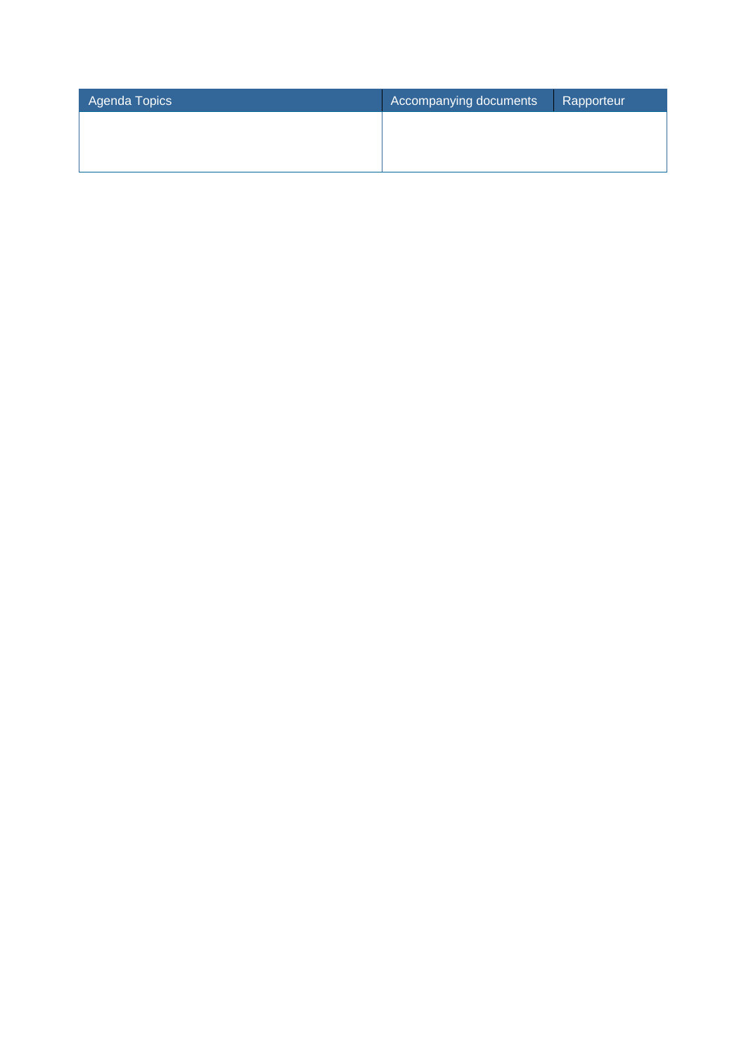| Agenda Topics | Accompanying documents | Rapporteur |
| --- | --- | --- |
| | | |